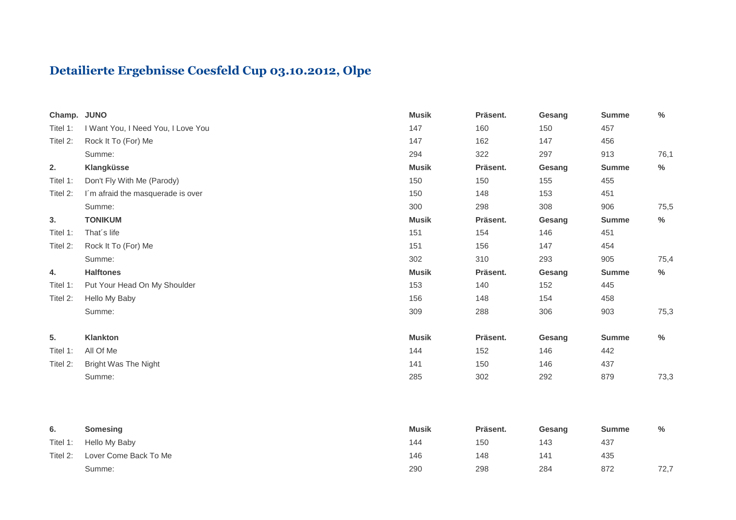# Detailierte Ergebnisse Coesfeld Cup 03.10.2012, Olpe

| | | Musik | Präsent. | Gesang | Summe | % |
|---|---|---|---|---|---|---|
| **Champ.** | **JUNO** | **Musik** | **Präsent.** | **Gesang** | **Summe** | **%** |
| Titel 1: | I Want You, I Need You, I Love You | 147 | 160 | 150 | 457 | |
| Titel 2: | Rock It To (For) Me | 147 | 162 | 147 | 456 | |
| | Summe: | 294 | 322 | 297 | 913 | 76,1 |
| **2.** | **Klangküsse** | **Musik** | **Präsent.** | **Gesang** | **Summe** | **%** |
| Titel 1: | Don't Fly With Me (Parody) | 150 | 150 | 155 | 455 | |
| Titel 2: | I´m afraid the masquerade is over | 150 | 148 | 153 | 451 | |
| | Summe: | 300 | 298 | 308 | 906 | 75,5 |
| **3.** | **TONIKUM** | **Musik** | **Präsent.** | **Gesang** | **Summe** | **%** |
| Titel 1: | That´s life | 151 | 154 | 146 | 451 | |
| Titel 2: | Rock It To (For) Me | 151 | 156 | 147 | 454 | |
| | Summe: | 302 | 310 | 293 | 905 | 75,4 |
| **4.** | **Halftones** | **Musik** | **Präsent.** | **Gesang** | **Summe** | **%** |
| Titel 1: | Put Your Head On My Shoulder | 153 | 140 | 152 | 445 | |
| Titel 2: | Hello My Baby | 156 | 148 | 154 | 458 | |
| | Summe: | 309 | 288 | 306 | 903 | 75,3 |
| **5.** | **Klankton** | **Musik** | **Präsent.** | **Gesang** | **Summe** | **%** |
| Titel 1: | All Of Me | 144 | 152 | 146 | 442 | |
| Titel 2: | Bright Was The Night | 141 | 150 | 146 | 437 | |
| | Summe: | 285 | 302 | 292 | 879 | 73,3 |
| **6.** | **Somesing** | **Musik** | **Präsent.** | **Gesang** | **Summe** | **%** |
| Titel 1: | Hello My Baby | 144 | 150 | 143 | 437 | |
| Titel 2: | Lover Come Back To Me | 146 | 148 | 141 | 435 | |
| | Summe: | 290 | 298 | 284 | 872 | 72,7 |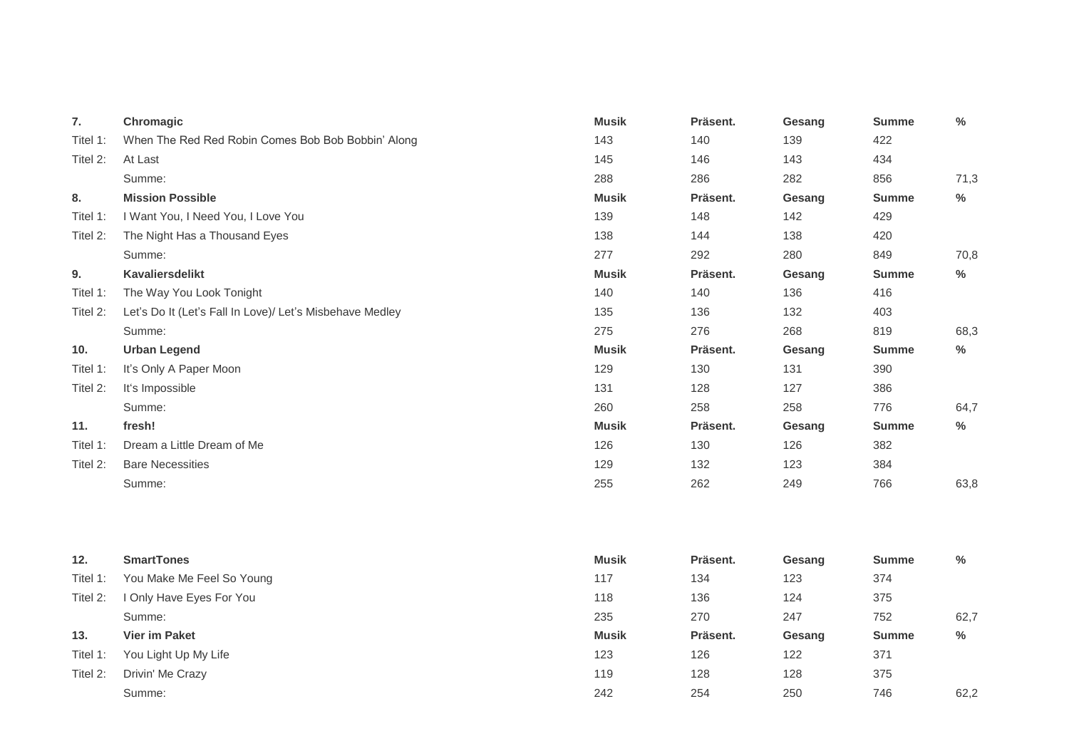| 7. | Chromagic | Musik | Präsent. | Gesang | Summe | % |
|---|---|---|---|---|---|---|
| Titel 1: | When The Red Red Robin Comes Bob Bob Bobbin' Along | 143 | 140 | 139 | 422 | |
| Titel 2: | At Last | 145 | 146 | 143 | 434 | |
| | Summe: | 288 | 286 | 282 | 856 | 71,3 |
| **8.** | **Mission Possible** | **Musik** | **Präsent.** | **Gesang** | **Summe** | **%** |
| Titel 1: | I Want You, I Need You, I Love You | 139 | 148 | 142 | 429 | |
| Titel 2: | The Night Has a Thousand Eyes | 138 | 144 | 138 | 420 | |
| | Summe: | 277 | 292 | 280 | 849 | 70,8 |
| **9.** | **Kavaliersdelikt** | **Musik** | **Präsent.** | **Gesang** | **Summe** | **%** |
| Titel 1: | The Way You Look Tonight | 140 | 140 | 136 | 416 | |
| Titel 2: | Let's Do It (Let's Fall In Love)/ Let's Misbehave Medley | 135 | 136 | 132 | 403 | |
| | Summe: | 275 | 276 | 268 | 819 | 68,3 |
| **10.** | **Urban Legend** | **Musik** | **Präsent.** | **Gesang** | **Summe** | **%** |
| Titel 1: | It's Only A Paper Moon | 129 | 130 | 131 | 390 | |
| Titel 2: | It's Impossible | 131 | 128 | 127 | 386 | |
| | Summe: | 260 | 258 | 258 | 776 | 64,7 |
| **11.** | **fresh!** | **Musik** | **Präsent.** | **Gesang** | **Summe** | **%** |
| Titel 1: | Dream a Little Dream of Me | 126 | 130 | 126 | 382 | |
| Titel 2: | Bare Necessities | 129 | 132 | 123 | 384 | |
| | Summe: | 255 | 262 | 249 | 766 | 63,8 |

| 12. | SmartTones | Musik | Präsent. | Gesang | Summe | % |
|---|---|---|---|---|---|---|
| Titel 1: | You Make Me Feel So Young | 117 | 134 | 123 | 374 | |
| Titel 2: | I Only Have Eyes For You | 118 | 136 | 124 | 375 | |
| | Summe: | 235 | 270 | 247 | 752 | 62,7 |
| **13.** | **Vier im Paket** | **Musik** | **Präsent.** | **Gesang** | **Summe** | **%** |
| Titel 1: | You Light Up My Life | 123 | 126 | 122 | 371 | |
| Titel 2: | Drivin' Me Crazy | 119 | 128 | 128 | 375 | |
| | Summe: | 242 | 254 | 250 | 746 | 62,2 |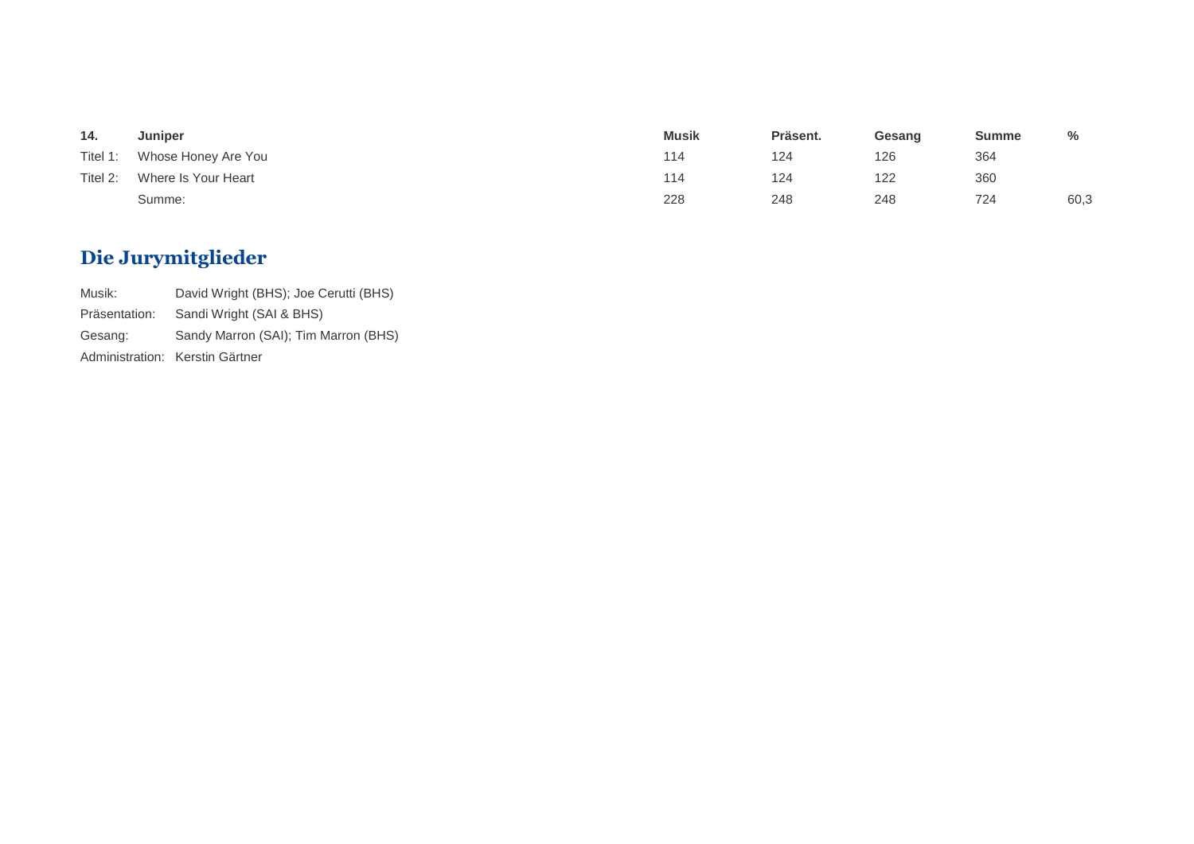| 14. | Juniper | Musik | Präsent. | Gesang | Summe | % |
|---|---|---|---|---|---|---|
| Titel 1: | Whose Honey Are You | 114 | 124 | 126 | 364 | |
| Titel 2: | Where Is Your Heart | 114 | 124 | 122 | 360 | |
| | Summe: | 228 | 248 | 248 | 724 | 60,3 |

## Die Jurymitglieder

Musik: David Wright (BHS); Joe Cerutti (BHS)
Präsentation: Sandi Wright (SAI & BHS)
Gesang: Sandy Marron (SAI); Tim Marron (BHS)
Administration: Kerstin Gärtner